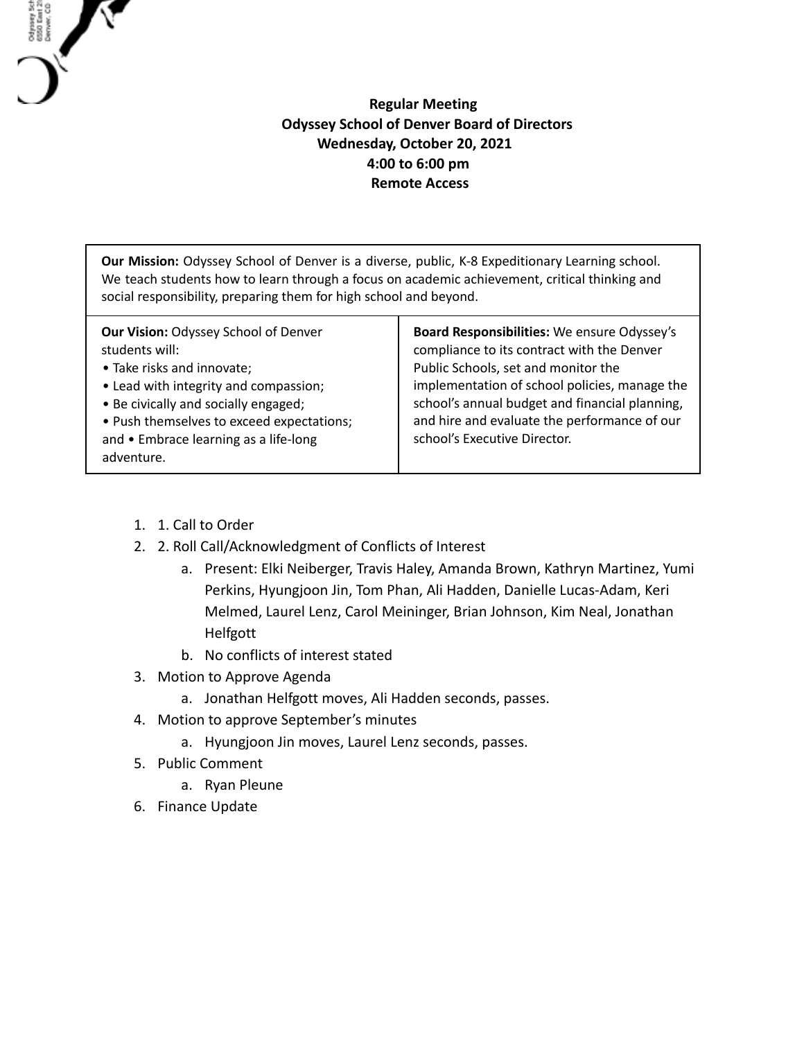**Regular Meeting**
**Odyssey School of Denver Board of Directors**
**Wednesday, October 20, 2021**
**4:00 to 6:00 pm**
**Remote Access**

| **Our Mission:** Odyssey School of Denver is a diverse, public, K-8 Expeditionary Learning school. We teach students how to learn through a focus on academic achievement, critical thinking and social responsibility, preparing them for high school and beyond. | |
|---|---|
| **Our Vision:** Odyssey School of Denver students will: • Take risks and innovate; • Lead with integrity and compassion; • Be civically and socially engaged; • Push themselves to exceed expectations; and • Embrace learning as a life-long adventure. | **Board Responsibilities:** We ensure Odyssey's compliance to its contract with the Denver Public Schools, set and monitor the implementation of school policies, manage the school's annual budget and financial planning, and hire and evaluate the performance of our school's Executive Director. |

1. 1. Call to Order
2. 2. Roll Call/Acknowledgment of Conflicts of Interest
    a. Present: Elki Neiberger, Travis Haley, Amanda Brown, Kathryn Martinez, Yumi Perkins, Hyungjoon Jin, Tom Phan, Ali Hadden, Danielle Lucas-Adam, Keri Melmed, Laurel Lenz, Carol Meininger, Brian Johnson, Kim Neal, Jonathan Helfgott
    b. No conflicts of interest stated
3. Motion to Approve Agenda
    a. Jonathan Helfgott moves, Ali Hadden seconds, passes.
4. Motion to approve September's minutes
    a. Hyungjoon Jin moves, Laurel Lenz seconds, passes.
5. Public Comment
    a. Ryan Pleune
6. Finance Update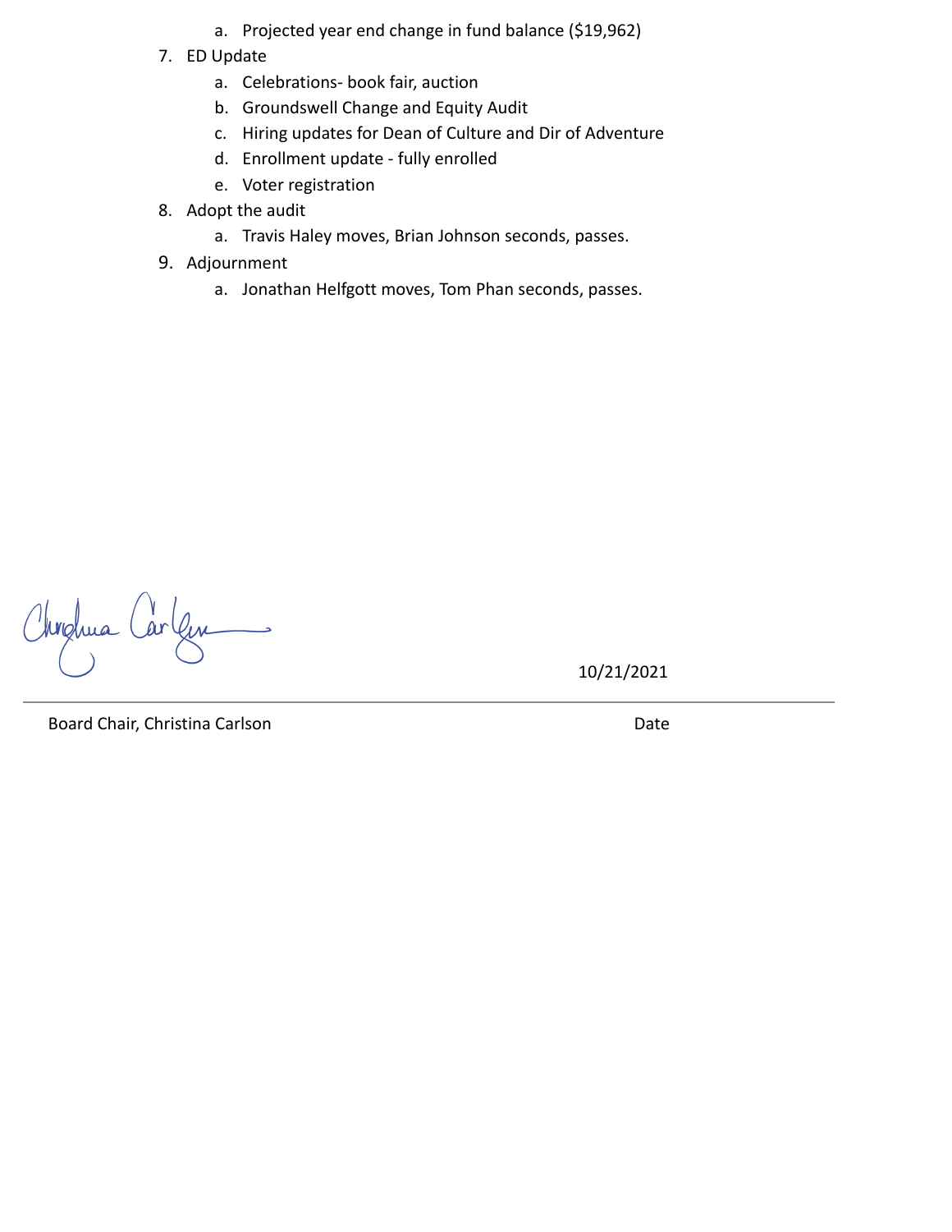a. Projected year end change in fund balance ($19,962)

7. ED Update
   a. Celebrations- book fair, auction
   b. Groundswell Change and Equity Audit
   c. Hiring updates for Dean of Culture and Dir of Adventure
   d. Enrollment update - fully enrolled
   e. Voter registration
8. Adopt the audit
   a. Travis Haley moves, Brian Johnson seconds, passes.
9. Adjournment
   a. Jonathan Helfgott moves, Tom Phan seconds, passes.

10/21/2021

Board Chair, Christina Carlson — Date